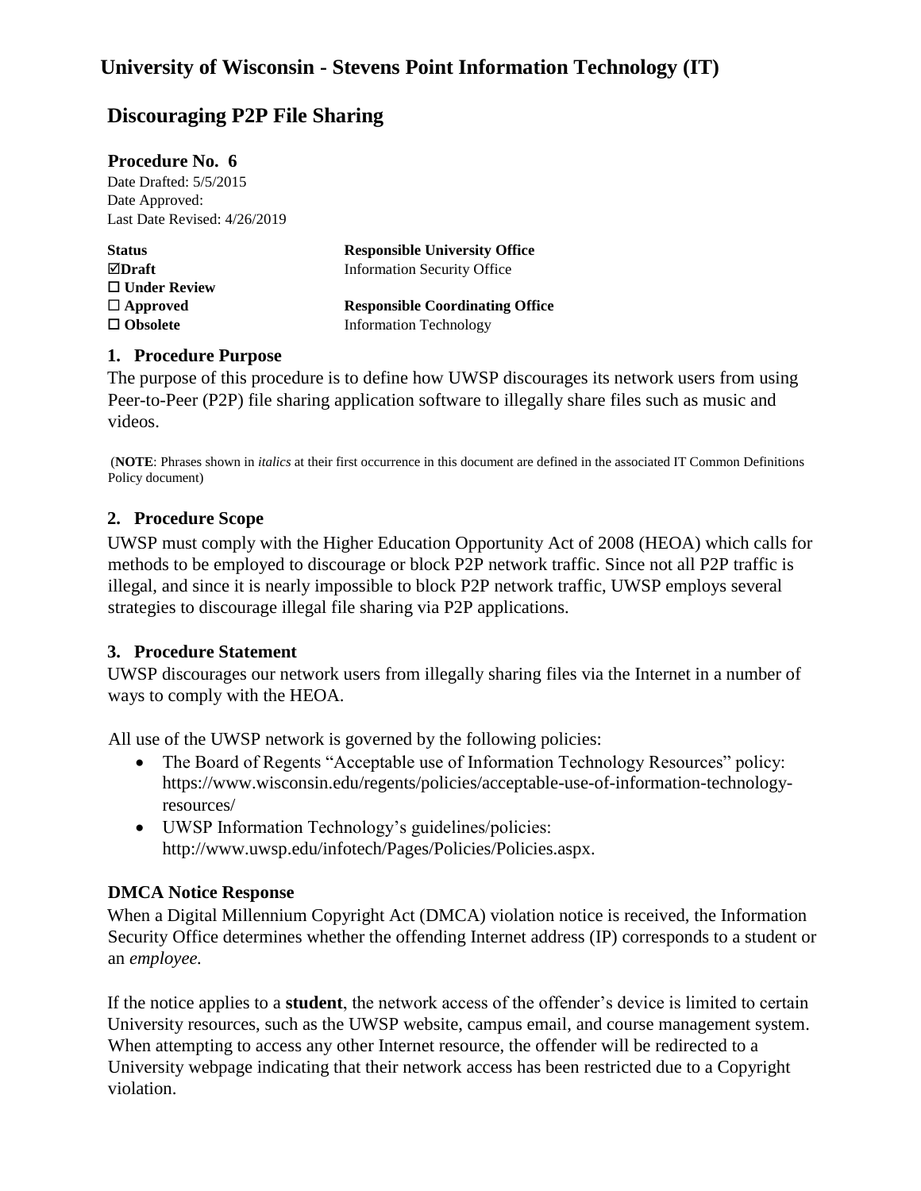# University of Wisconsin - Stevens Point Information Technology (IT)

## Discouraging P2P File Sharing

**Procedure No. 6**

Date Drafted: 5/5/2015
Date Approved:
Last Date Revised: 4/26/2019

| Status | Responsible University Office |
|---|---|
| ☑ **Draft** | Information Security Office |
| ☐ **Under Review** | |
| ☐ **Approved** | **Responsible Coordinating Office** |
| ☐ **Obsolete** | Information Technology |

### 1. Procedure Purpose

The purpose of this procedure is to define how UWSP discourages its network users from using Peer-to-Peer (P2P) file sharing application software to illegally share files such as music and videos.

(**NOTE**: Phrases shown in *italics* at their first occurrence in this document are defined in the associated IT Common Definitions Policy document)

### 2. Procedure Scope

UWSP must comply with the Higher Education Opportunity Act of 2008 (HEOA) which calls for methods to be employed to discourage or block P2P network traffic. Since not all P2P traffic is illegal, and since it is nearly impossible to block P2P network traffic, UWSP employs several strategies to discourage illegal file sharing via P2P applications.

### 3. Procedure Statement

UWSP discourages our network users from illegally sharing files via the Internet in a number of ways to comply with the HEOA.

All use of the UWSP network is governed by the following policies:

- The Board of Regents "Acceptable use of Information Technology Resources" policy: https://www.wisconsin.edu/regents/policies/acceptable-use-of-information-technology-resources/
- UWSP Information Technology's guidelines/policies: http://www.uwsp.edu/infotech/Pages/Policies/Policies.aspx.

**DMCA Notice Response**

When a Digital Millennium Copyright Act (DMCA) violation notice is received, the Information Security Office determines whether the offending Internet address (IP) corresponds to a student or an *employee.*

If the notice applies to a **student**, the network access of the offender's device is limited to certain University resources, such as the UWSP website, campus email, and course management system. When attempting to access any other Internet resource, the offender will be redirected to a University webpage indicating that their network access has been restricted due to a Copyright violation.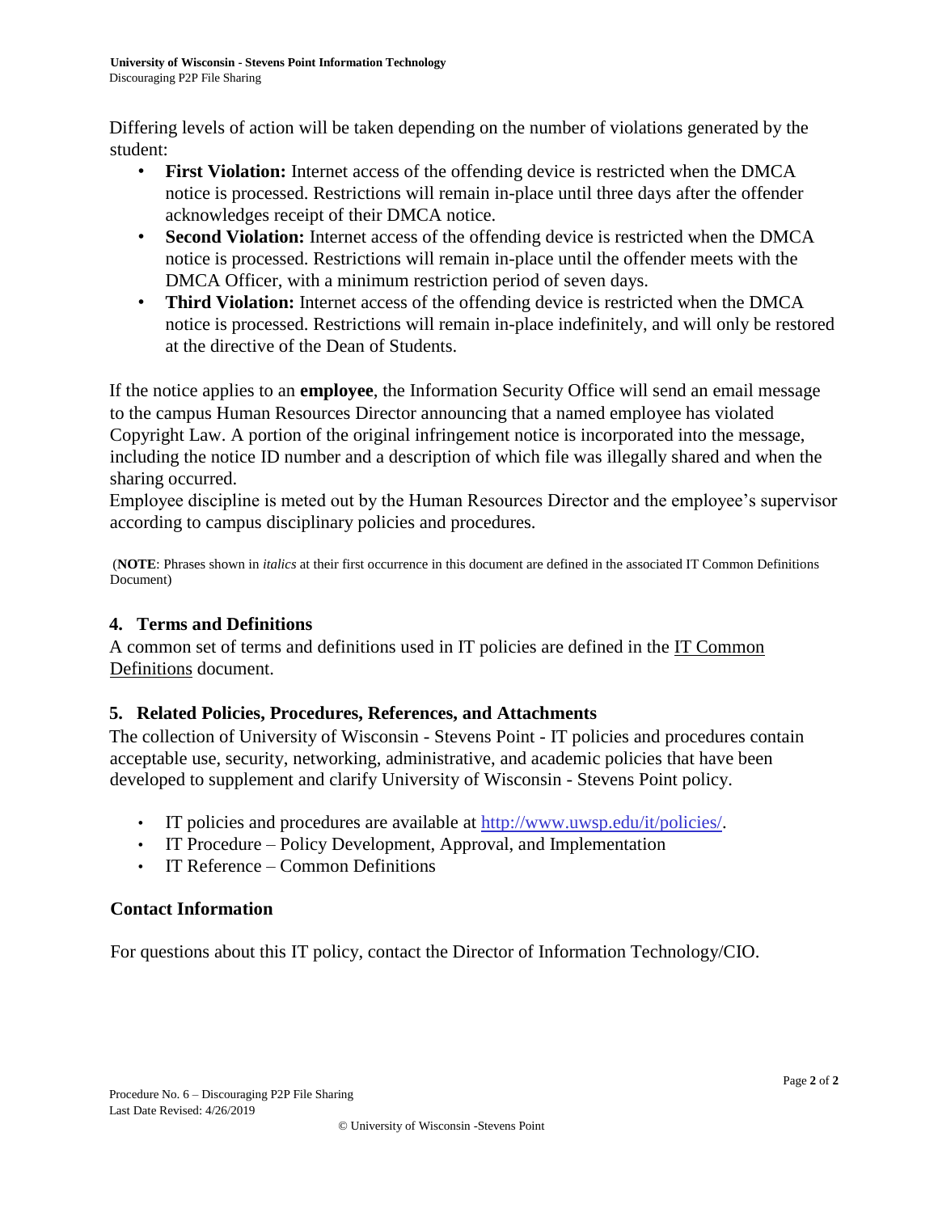Differing levels of action will be taken depending on the number of violations generated by the student:

- **First Violation:** Internet access of the offending device is restricted when the DMCA notice is processed. Restrictions will remain in-place until three days after the offender acknowledges receipt of their DMCA notice.
- **Second Violation:** Internet access of the offending device is restricted when the DMCA notice is processed. Restrictions will remain in-place until the offender meets with the DMCA Officer, with a minimum restriction period of seven days.
- **Third Violation:** Internet access of the offending device is restricted when the DMCA notice is processed. Restrictions will remain in-place indefinitely, and will only be restored at the directive of the Dean of Students.

If the notice applies to an **employee**, the Information Security Office will send an email message to the campus Human Resources Director announcing that a named employee has violated Copyright Law. A portion of the original infringement notice is incorporated into the message, including the notice ID number and a description of which file was illegally shared and when the sharing occurred.
Employee discipline is meted out by the Human Resources Director and the employee's supervisor according to campus disciplinary policies and procedures.

(**NOTE**: Phrases shown in *italics* at their first occurrence in this document are defined in the associated IT Common Definitions Document)

## 4. Terms and Definitions

A common set of terms and definitions used in IT policies are defined in the IT Common Definitions document.

## 5. Related Policies, Procedures, References, and Attachments

The collection of University of Wisconsin - Stevens Point - IT policies and procedures contain acceptable use, security, networking, administrative, and academic policies that have been developed to supplement and clarify University of Wisconsin - Stevens Point policy.

- IT policies and procedures are available at http://www.uwsp.edu/it/policies/.
- IT Procedure – Policy Development, Approval, and Implementation
- IT Reference – Common Definitions

## Contact Information

For questions about this IT policy, contact the Director of Information Technology/CIO.